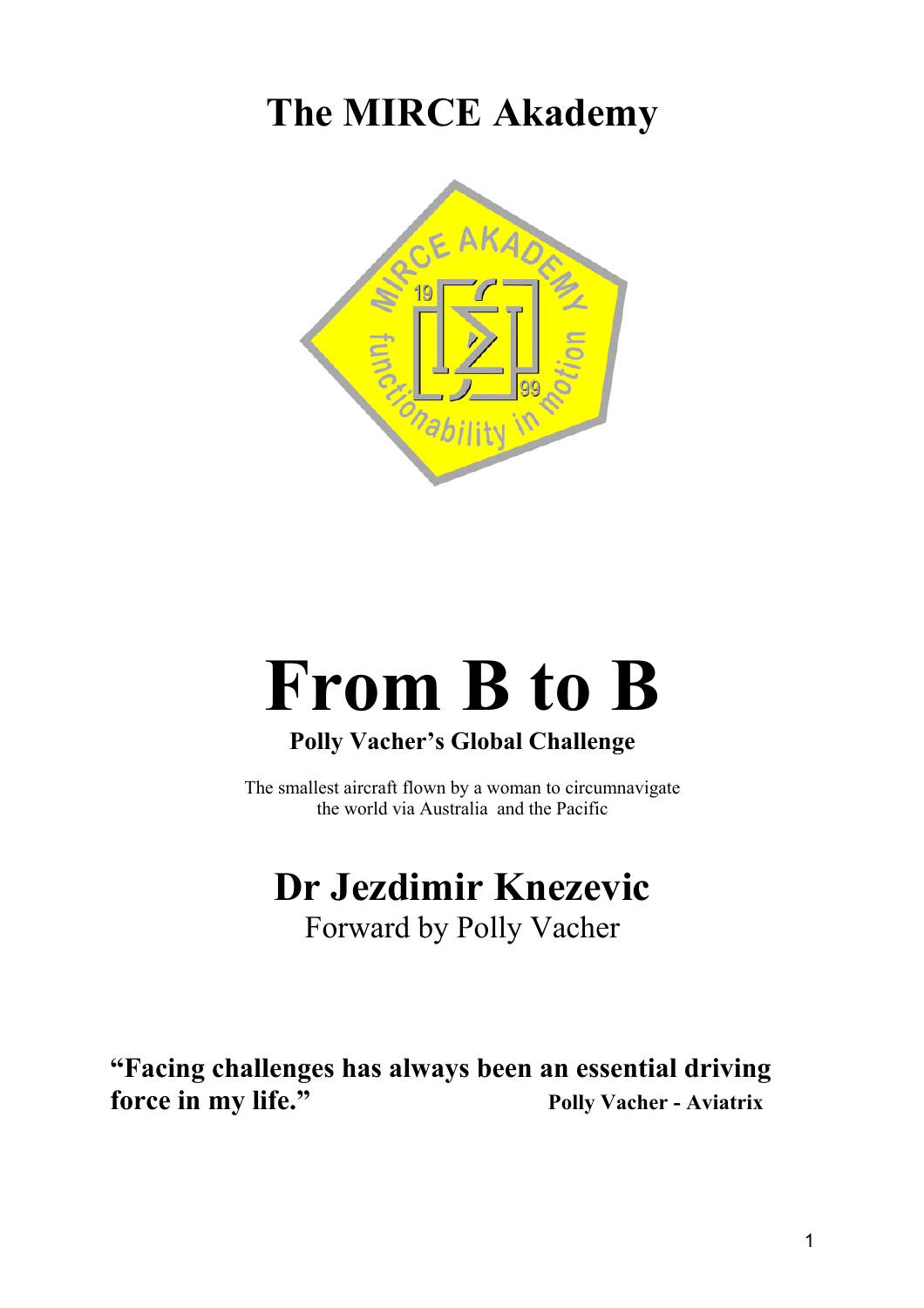# The MIRCE Akademy

# From B to B

**Polly Vacher's Global Challenge**

The smallest aircraft flown by a woman to circumnavigate the world via Australia and the Pacific

## Dr Jezdimir Knezevic

Forward by Polly Vacher

**"Facing challenges has always been an essential driving force in my life."** **Polly Vacher - Aviatrix**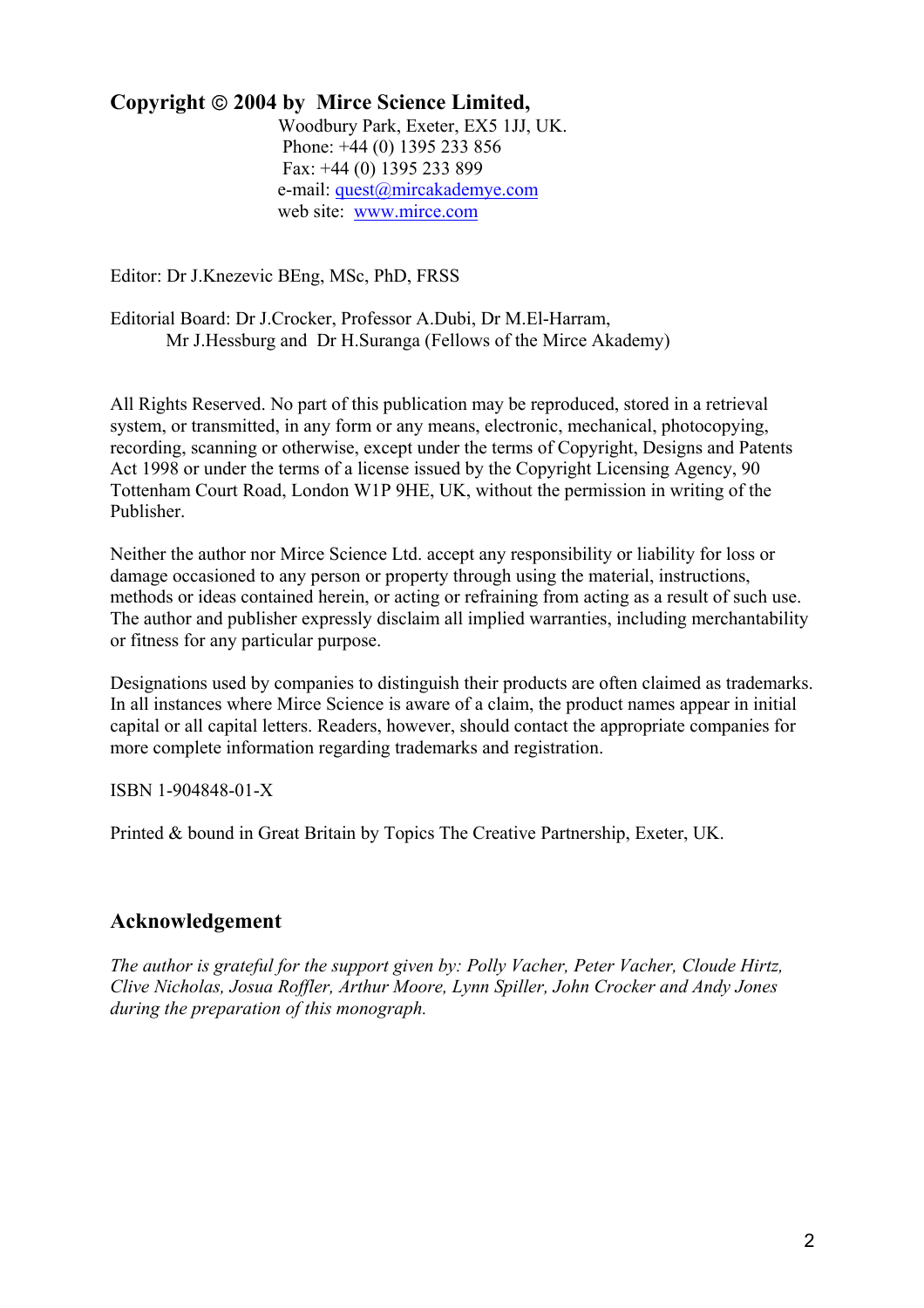**Copyright © 2004 by Mirce Science Limited,**
Woodbury Park, Exeter, EX5 1JJ, UK.
Phone: +44 (0) 1395 233 856
Fax: +44 (0) 1395 233 899
e-mail: quest@mircakademye.com
web site: www.mirce.com

Editor: Dr J.Knezevic BEng, MSc, PhD, FRSS

Editorial Board: Dr J.Crocker, Professor A.Dubi, Dr M.El-Harram,
Mr J.Hessburg and Dr H.Suranga (Fellows of the Mirce Akademy)

All Rights Reserved. No part of this publication may be reproduced, stored in a retrieval system, or transmitted, in any form or any means, electronic, mechanical, photocopying, recording, scanning or otherwise, except under the terms of Copyright, Designs and Patents Act 1998 or under the terms of a license issued by the Copyright Licensing Agency, 90 Tottenham Court Road, London W1P 9HE, UK, without the permission in writing of the Publisher.

Neither the author nor Mirce Science Ltd. accept any responsibility or liability for loss or damage occasioned to any person or property through using the material, instructions, methods or ideas contained herein, or acting or refraining from acting as a result of such use. The author and publisher expressly disclaim all implied warranties, including merchantability or fitness for any particular purpose.

Designations used by companies to distinguish their products are often claimed as trademarks. In all instances where Mirce Science is aware of a claim, the product names appear in initial capital or all capital letters. Readers, however, should contact the appropriate companies for more complete information regarding trademarks and registration.

ISBN 1-904848-01-X

Printed & bound in Great Britain by Topics The Creative Partnership, Exeter, UK.

## Acknowledgement

*The author is grateful for the support given by: Polly Vacher, Peter Vacher, Cloude Hirtz, Clive Nicholas, Josua Roffler, Arthur Moore, Lynn Spiller, John Crocker and Andy Jones during the preparation of this monograph.*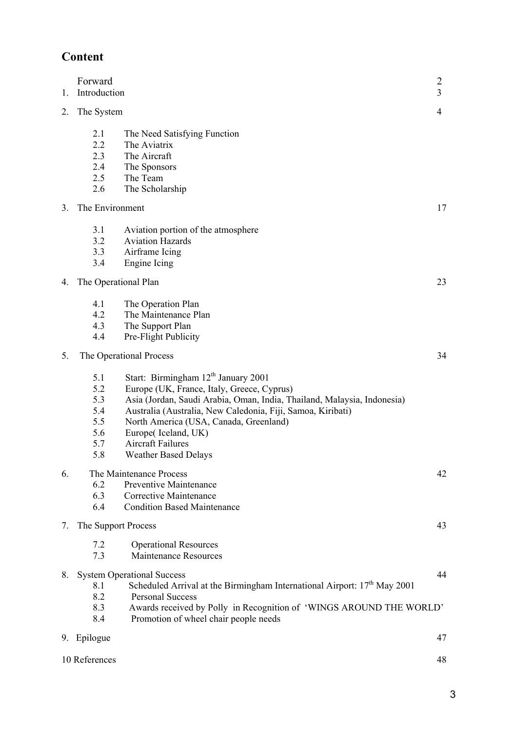## Content

| | | |
|---|---|---|
| | Forward | 2 |
| 1. | Introduction | 3 |
| 2. | The System | 4 |
| | 2.1 The Need Satisfying Function | |
| | 2.2 The Aviatrix | |
| | 2.3 The Aircraft | |
| | 2.4 The Sponsors | |
| | 2.5 The Team | |
| | 2.6 The Scholarship | |
| 3. | The Environment | 17 |
| | 3.1 Aviation portion of the atmosphere | |
| | 3.2 Aviation Hazards | |
| | 3.3 Airframe Icing | |
| | 3.4 Engine Icing | |
| 4. | The Operational Plan | 23 |
| | 4.1 The Operation Plan | |
| | 4.2 The Maintenance Plan | |
| | 4.3 The Support Plan | |
| | 4.4 Pre-Flight Publicity | |
| 5. | The Operational Process | 34 |
| | 5.1 Start: Birmingham 12th January 2001 | |
| | 5.2 Europe (UK, France, Italy, Greece, Cyprus) | |
| | 5.3 Asia (Jordan, Saudi Arabia, Oman, India, Thailand, Malaysia, Indonesia) | |
| | 5.4 Australia (Australia, New Caledonia, Fiji, Samoa, Kiribati) | |
| | 5.5 North America (USA, Canada, Greenland) | |
| | 5.6 Europe( Iceland, UK) | |
| | 5.7 Aircraft Failures | |
| | 5.8 Weather Based Delays | |
| 6. | The Maintenance Process | 42 |
| | 6.2 Preventive Maintenance | |
| | 6.3 Corrective Maintenance | |
| | 6.4 Condition Based Maintenance | |
| 7. | The Support Process | 43 |
| | 7.2 Operational Resources | |
| | 7.3 Maintenance Resources | |
| 8. | System Operational Success | 44 |
| | 8.1 Scheduled Arrival at the Birmingham International Airport: 17th May 2001 | |
| | 8.2 Personal Success | |
| | 8.3 Awards received by Polly in Recognition of 'WINGS AROUND THE WORLD' | |
| | 8.4 Promotion of wheel chair people needs | |
| 9. | Epilogue | 47 |
| 10 | References | 48 |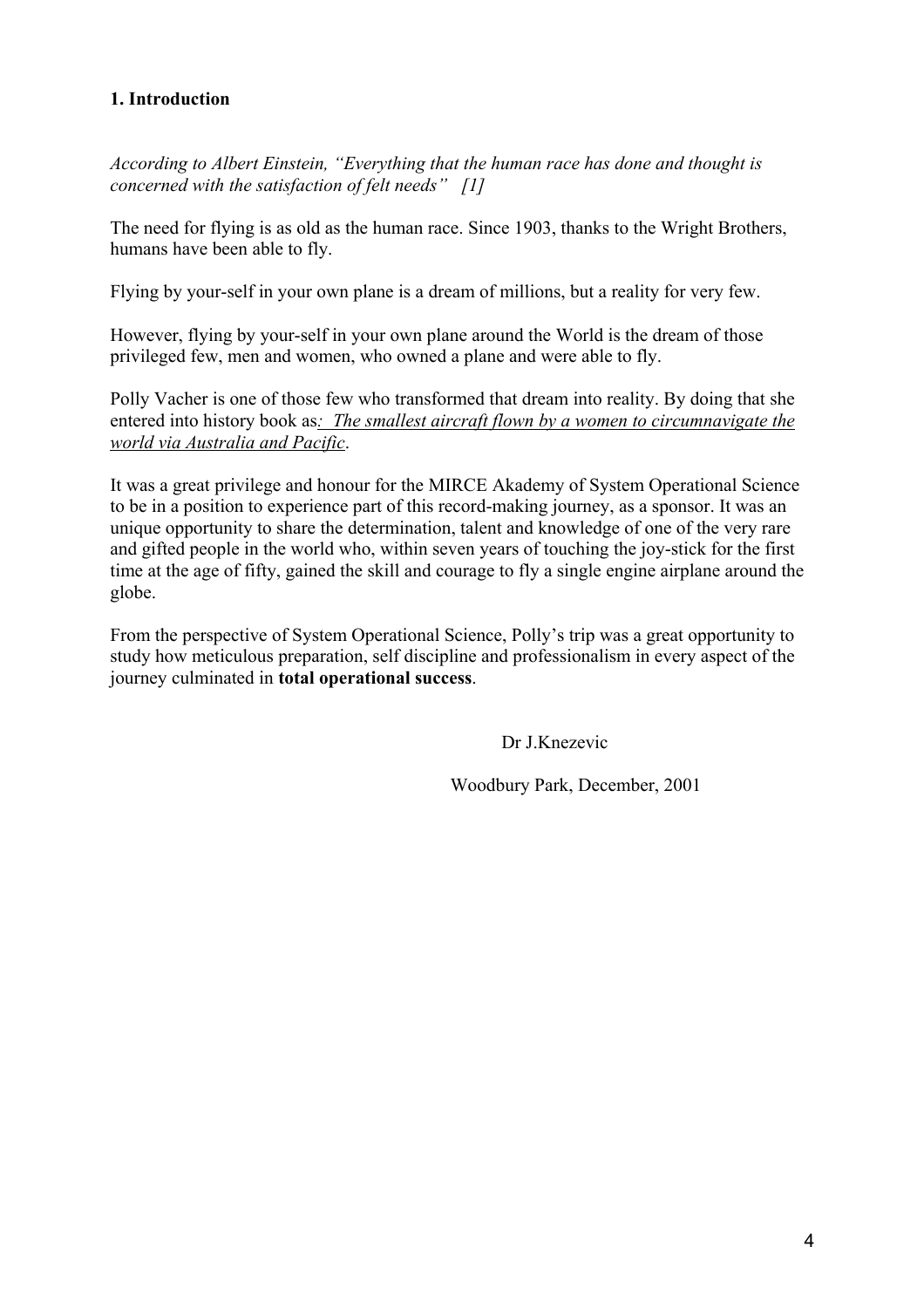## 1. Introduction

*According to Albert Einstein, "Everything that the human race has done and thought is concerned with the satisfaction of felt needs" [1]*

The need for flying is as old as the human race. Since 1903, thanks to the Wright Brothers, humans have been able to fly.

Flying by your-self in your own plane is a dream of millions, but a reality for very few.

However, flying by your-self in your own plane around the World is the dream of those privileged few, men and women, who owned a plane and were able to fly.

Polly Vacher is one of those few who transformed that dream into reality. By doing that she entered into history book as*: The smallest aircraft flown by a women to circumnavigate the world via Australia and Pacific*.

It was a great privilege and honour for the MIRCE Akademy of System Operational Science to be in a position to experience part of this record-making journey, as a sponsor. It was an unique opportunity to share the determination, talent and knowledge of one of the very rare and gifted people in the world who, within seven years of touching the joy-stick for the first time at the age of fifty, gained the skill and courage to fly a single engine airplane around the globe.

From the perspective of System Operational Science, Polly's trip was a great opportunity to study how meticulous preparation, self discipline and professionalism in every aspect of the journey culminated in **total operational success**.

Dr J.Knezevic

Woodbury Park, December, 2001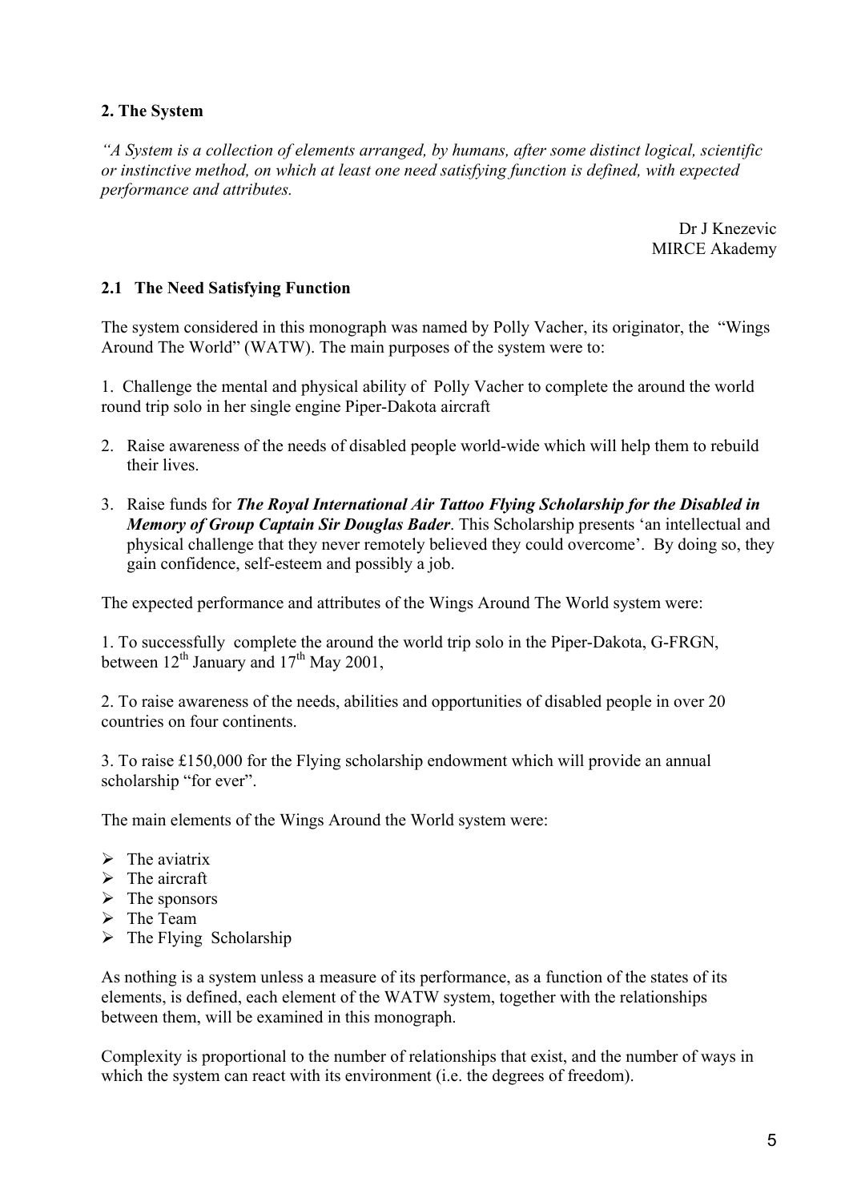## 2. The System

*"A System is a collection of elements arranged, by humans, after some distinct logical, scientific or instinctive method, on which at least one need satisfying function is defined, with expected performance and attributes.*

Dr J Knezevic
MIRCE Akademy

### 2.1 The Need Satisfying Function

The system considered in this monograph was named by Polly Vacher, its originator, the "Wings Around The World" (WATW). The main purposes of the system were to:

1. Challenge the mental and physical ability of Polly Vacher to complete the around the world round trip solo in her single engine Piper-Dakota aircraft

2. Raise awareness of the needs of disabled people world-wide which will help them to rebuild their lives.

3. Raise funds for ***The Royal International Air Tattoo Flying Scholarship for the Disabled in Memory of Group Captain Sir Douglas Bader***. This Scholarship presents 'an intellectual and physical challenge that they never remotely believed they could overcome'. By doing so, they gain confidence, self-esteem and possibly a job.

The expected performance and attributes of the Wings Around The World system were:

1. To successfully complete the around the world trip solo in the Piper-Dakota, G-FRGN, between 12th January and 17th May 2001,

2. To raise awareness of the needs, abilities and opportunities of disabled people in over 20 countries on four continents.

3. To raise £150,000 for the Flying scholarship endowment which will provide an annual scholarship "for ever".

The main elements of the Wings Around the World system were:

- The aviatrix
- The aircraft
- The sponsors
- The Team
- The Flying Scholarship

As nothing is a system unless a measure of its performance, as a function of the states of its elements, is defined, each element of the WATW system, together with the relationships between them, will be examined in this monograph.

Complexity is proportional to the number of relationships that exist, and the number of ways in which the system can react with its environment (i.e. the degrees of freedom).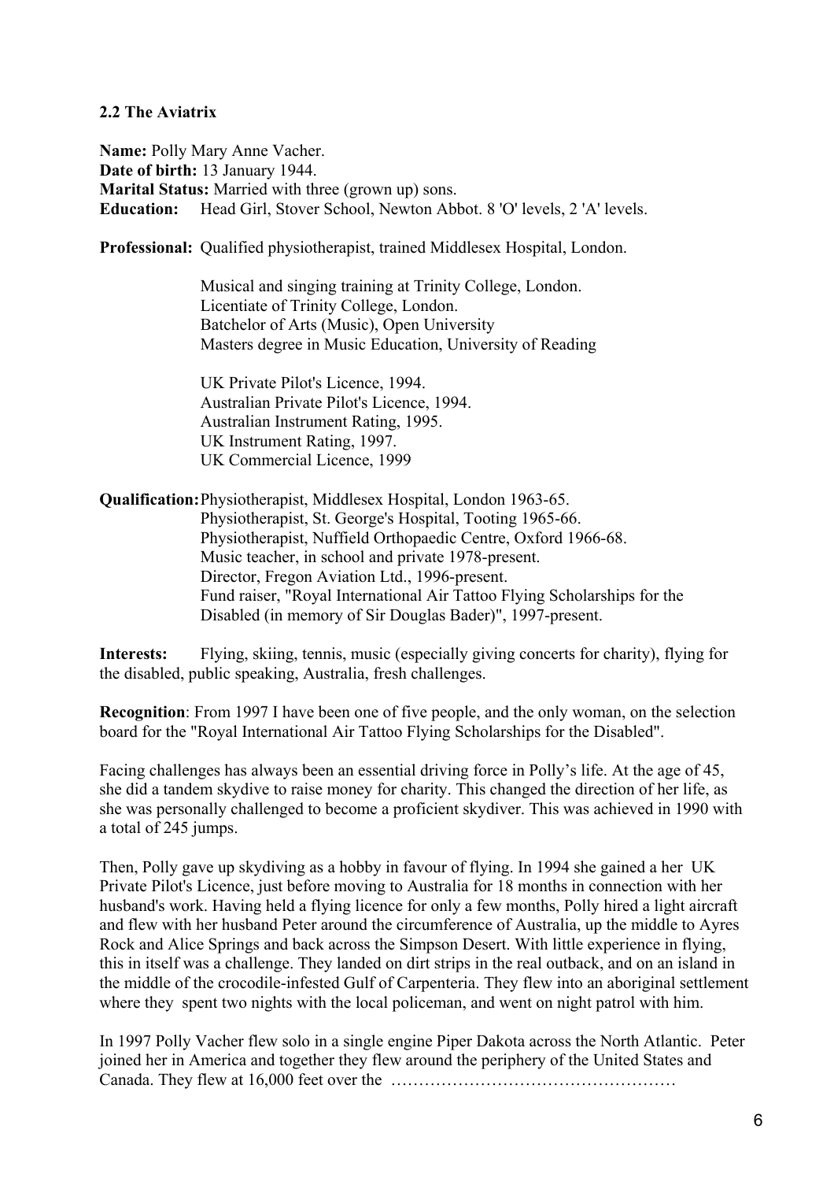## 2.2 The Aviatrix

**Name:** Polly Mary Anne Vacher.
**Date of birth:** 13 January 1944.
**Marital Status:** Married with three (grown up) sons.
**Education:** Head Girl, Stover School, Newton Abbot. 8 'O' levels, 2 'A' levels.

**Professional:** Qualified physiotherapist, trained Middlesex Hospital, London.

Musical and singing training at Trinity College, London.
Licentiate of Trinity College, London.
Batchelor of Arts (Music), Open University
Masters degree in Music Education, University of Reading

UK Private Pilot's Licence, 1994.
Australian Private Pilot's Licence, 1994.
Australian Instrument Rating, 1995.
UK Instrument Rating, 1997.
UK Commercial Licence, 1999

**Qualification:** Physiotherapist, Middlesex Hospital, London 1963-65.
Physiotherapist, St. George's Hospital, Tooting 1965-66.
Physiotherapist, Nuffield Orthopaedic Centre, Oxford 1966-68.
Music teacher, in school and private 1978-present.
Director, Fregon Aviation Ltd., 1996-present.
Fund raiser, "Royal International Air Tattoo Flying Scholarships for the Disabled (in memory of Sir Douglas Bader)", 1997-present.

**Interests:** Flying, skiing, tennis, music (especially giving concerts for charity), flying for the disabled, public speaking, Australia, fresh challenges.

**Recognition**: From 1997 I have been one of five people, and the only woman, on the selection board for the "Royal International Air Tattoo Flying Scholarships for the Disabled".

Facing challenges has always been an essential driving force in Polly's life. At the age of 45, she did a tandem skydive to raise money for charity. This changed the direction of her life, as she was personally challenged to become a proficient skydiver. This was achieved in 1990 with a total of 245 jumps.

Then, Polly gave up skydiving as a hobby in favour of flying. In 1994 she gained a her UK Private Pilot's Licence, just before moving to Australia for 18 months in connection with her husband's work. Having held a flying licence for only a few months, Polly hired a light aircraft and flew with her husband Peter around the circumference of Australia, up the middle to Ayres Rock and Alice Springs and back across the Simpson Desert. With little experience in flying, this in itself was a challenge. They landed on dirt strips in the real outback, and on an island in the middle of the crocodile-infested Gulf of Carpenteria. They flew into an aboriginal settlement where they spent two nights with the local policeman, and went on night patrol with him.

In 1997 Polly Vacher flew solo in a single engine Piper Dakota across the North Atlantic. Peter joined her in America and together they flew around the periphery of the United States and Canada. They flew at 16,000 feet over the ……………………………………………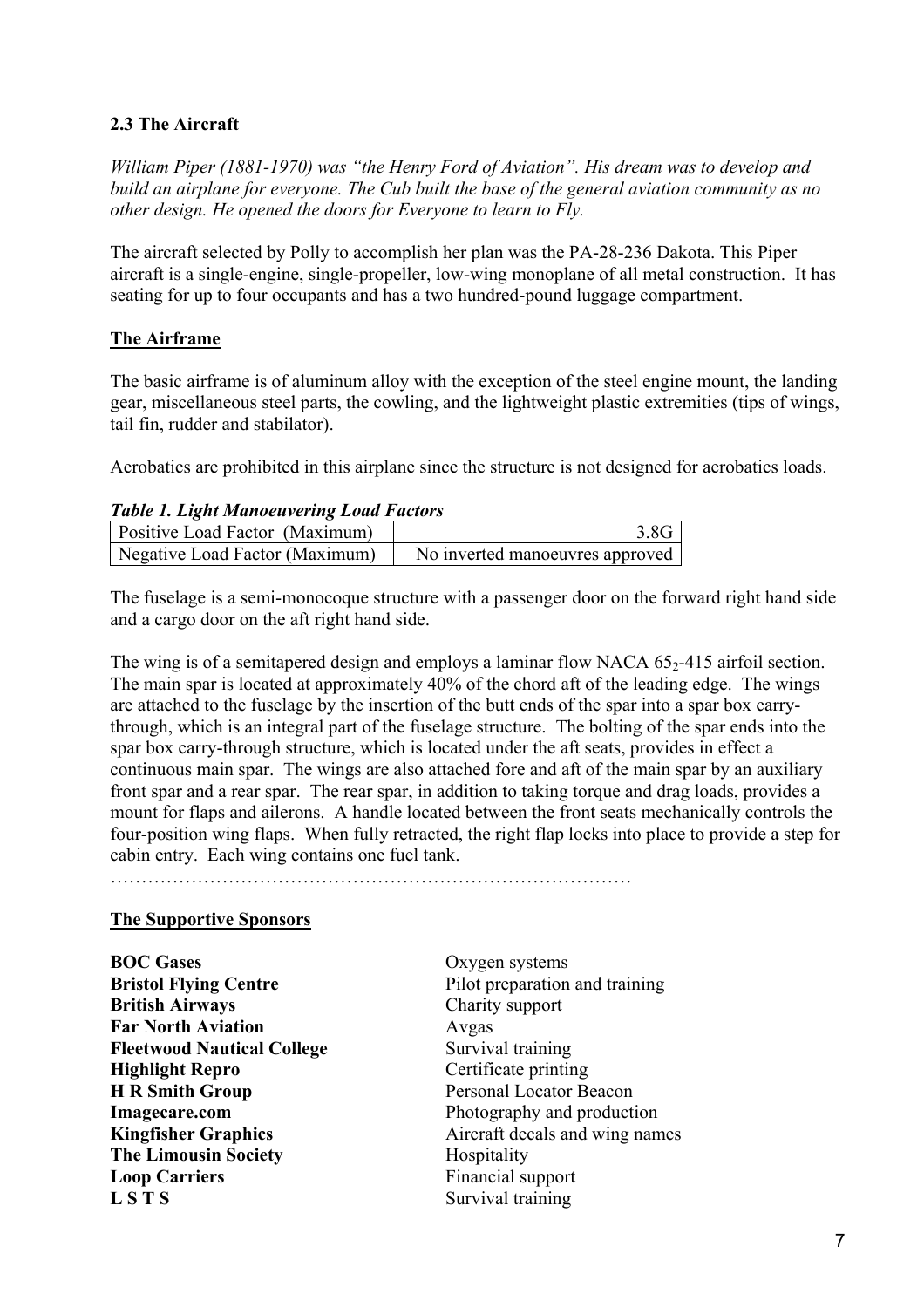### 2.3 The Aircraft

*William Piper (1881-1970) was "the Henry Ford of Aviation". His dream was to develop and build an airplane for everyone. The Cub built the base of the general aviation community as no other design. He opened the doors for Everyone to learn to Fly.*

The aircraft selected by Polly to accomplish her plan was the PA-28-236 Dakota. This Piper aircraft is a single-engine, single-propeller, low-wing monoplane of all metal construction. It has seating for up to four occupants and has a two hundred-pound luggage compartment.

**The Airframe**

The basic airframe is of aluminum alloy with the exception of the steel engine mount, the landing gear, miscellaneous steel parts, the cowling, and the lightweight plastic extremities (tips of wings, tail fin, rudder and stabilator).

Aerobatics are prohibited in this airplane since the structure is not designed for aerobatics loads.

***Table 1. Light Manoeuvering Load Factors***

| | |
|---|---|
| Positive Load Factor (Maximum) | 3.8G |
| Negative Load Factor (Maximum) | No inverted manoeuvres approved |

The fuselage is a semi-monocoque structure with a passenger door on the forward right hand side and a cargo door on the aft right hand side.

The wing is of a semitapered design and employs a laminar flow NACA $65_2$-415 airfoil section. The main spar is located at approximately 40% of the chord aft of the leading edge. The wings are attached to the fuselage by the insertion of the butt ends of the spar into a spar box carry-through, which is an integral part of the fuselage structure. The bolting of the spar ends into the spar box carry-through structure, which is located under the aft seats, provides in effect a continuous main spar. The wings are also attached fore and aft of the main spar by an auxiliary front spar and a rear spar. The rear spar, in addition to taking torque and drag loads, provides a mount for flaps and ailerons. A handle located between the front seats mechanically controls the four-position wing flaps. When fully retracted, the right flap locks into place to provide a step for cabin entry. Each wing contains one fuel tank.

…………………………………………………………………………

**The Supportive Sponsors**

| | |
|---|---|
| **BOC Gases** | Oxygen systems |
| **Bristol Flying Centre** | Pilot preparation and training |
| **British Airways** | Charity support |
| **Far North Aviation** | Avgas |
| **Fleetwood Nautical College** | Survival training |
| **Highlight Repro** | Certificate printing |
| **H R Smith Group** | Personal Locator Beacon |
| **Imagecare.com** | Photography and production |
| **Kingfisher Graphics** | Aircraft decals and wing names |
| **The Limousin Society** | Hospitality |
| **Loop Carriers** | Financial support |
| **L S T S** | Survival training |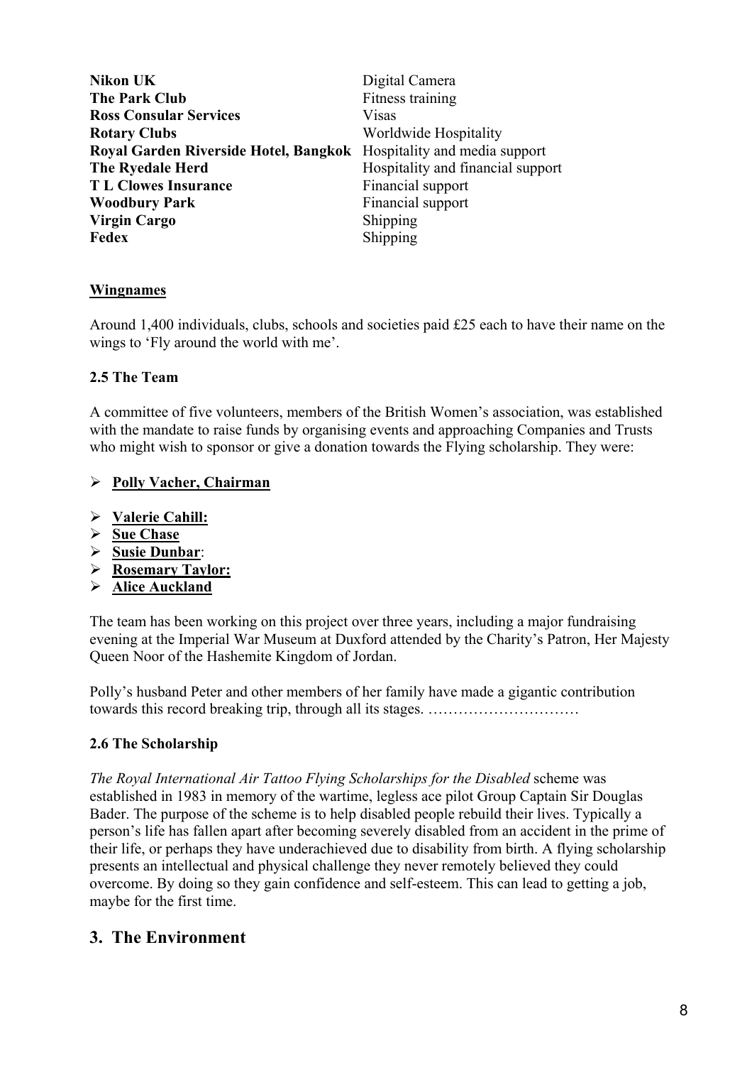| | |
|---|---|
| **Nikon UK** | Digital Camera |
| **The Park Club** | Fitness training |
| **Ross Consular Services** | Visas |
| **Rotary Clubs** | Worldwide Hospitality |
| **Royal Garden Riverside Hotel, Bangkok** | Hospitality and media support |
| **The Ryedale Herd** | Hospitality and financial support |
| **T L Clowes Insurance** | Financial support |
| **Woodbury Park** | Financial support |
| **Virgin Cargo** | Shipping |
| **Fedex** | Shipping |

**Wingnames**

Around 1,400 individuals, clubs, schools and societies paid £25 each to have their name on the wings to 'Fly around the world with me'.

### 2.5 The Team

A committee of five volunteers, members of the British Women's association, was established with the mandate to raise funds by organising events and approaching Companies and Trusts who might wish to sponsor or give a donation towards the Flying scholarship. They were:

- **Polly Vacher, Chairman**

- **Valerie Cahill:**
- **Sue Chase**
- **Susie Dunbar**:
- **Rosemary Taylor:**
- **Alice Auckland**

The team has been working on this project over three years, including a major fundraising evening at the Imperial War Museum at Duxford attended by the Charity's Patron, Her Majesty Queen Noor of the Hashemite Kingdom of Jordan.

Polly's husband Peter and other members of her family have made a gigantic contribution towards this record breaking trip, through all its stages. …………………………

### 2.6 The Scholarship

*The Royal International Air Tattoo Flying Scholarships for the Disabled* scheme was established in 1983 in memory of the wartime, legless ace pilot Group Captain Sir Douglas Bader. The purpose of the scheme is to help disabled people rebuild their lives. Typically a person's life has fallen apart after becoming severely disabled from an accident in the prime of their life, or perhaps they have underachieved due to disability from birth. A flying scholarship presents an intellectual and physical challenge they never remotely believed they could overcome. By doing so they gain confidence and self-esteem. This can lead to getting a job, maybe for the first time.

## 3. The Environment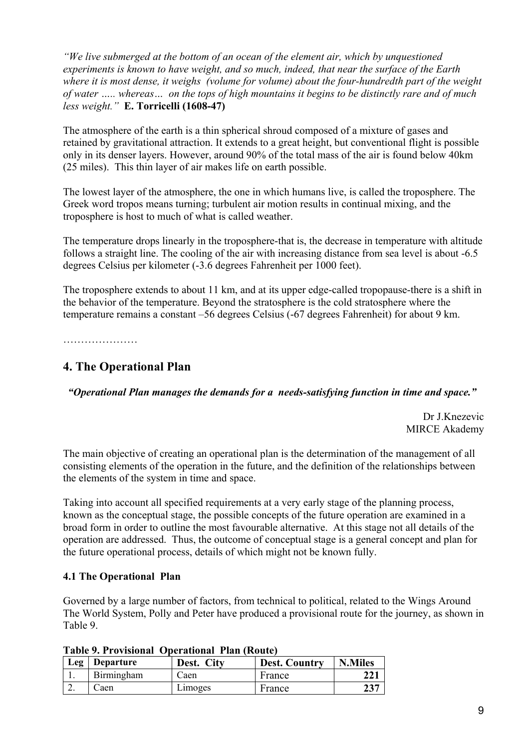*"We live submerged at the bottom of an ocean of the element air, which by unquestioned experiments is known to have weight, and so much, indeed, that near the surface of the Earth where it is most dense, it weighs (volume for volume) about the four-hundredth part of the weight of water ….. whereas… on the tops of high mountains it begins to be distinctly rare and of much less weight."* **E. Torricelli (1608-47)**

The atmosphere of the earth is a thin spherical shroud composed of a mixture of gases and retained by gravitational attraction. It extends to a great height, but conventional flight is possible only in its denser layers. However, around 90% of the total mass of the air is found below 40km (25 miles). This thin layer of air makes life on earth possible.

The lowest layer of the atmosphere, the one in which humans live, is called the troposphere. The Greek word tropos means turning; turbulent air motion results in continual mixing, and the troposphere is host to much of what is called weather.

The temperature drops linearly in the troposphere-that is, the decrease in temperature with altitude follows a straight line. The cooling of the air with increasing distance from sea level is about -6.5 degrees Celsius per kilometer (-3.6 degrees Fahrenheit per 1000 feet).

The troposphere extends to about 11 km, and at its upper edge-called tropopause-there is a shift in the behavior of the temperature. Beyond the stratosphere is the cold stratosphere where the temperature remains a constant –56 degrees Celsius (-67 degrees Fahrenheit) for about 9 km.

…………………

## 4. The Operational Plan

***"Operational Plan manages the demands for a needs-satisfying function in time and space."***

Dr J.Knezevic
MIRCE Akademy

The main objective of creating an operational plan is the determination of the management of all consisting elements of the operation in the future, and the definition of the relationships between the elements of the system in time and space.

Taking into account all specified requirements at a very early stage of the planning process, known as the conceptual stage, the possible concepts of the future operation are examined in a broad form in order to outline the most favourable alternative. At this stage not all details of the operation are addressed. Thus, the outcome of conceptual stage is a general concept and plan for the future operational process, details of which might not be known fully.

### 4.1 The Operational Plan

Governed by a large number of factors, from technical to political, related to the Wings Around The World System, Polly and Peter have produced a provisional route for the journey, as shown in Table 9.

**Table 9. Provisional Operational Plan (Route)**

| Leg | Departure | Dest. City | Dest. Country | N.Miles |
|---|---|---|---|---|
| 1. | Birmingham | Caen | France | **221** |
| 2. | Caen | Limoges | France | **237** |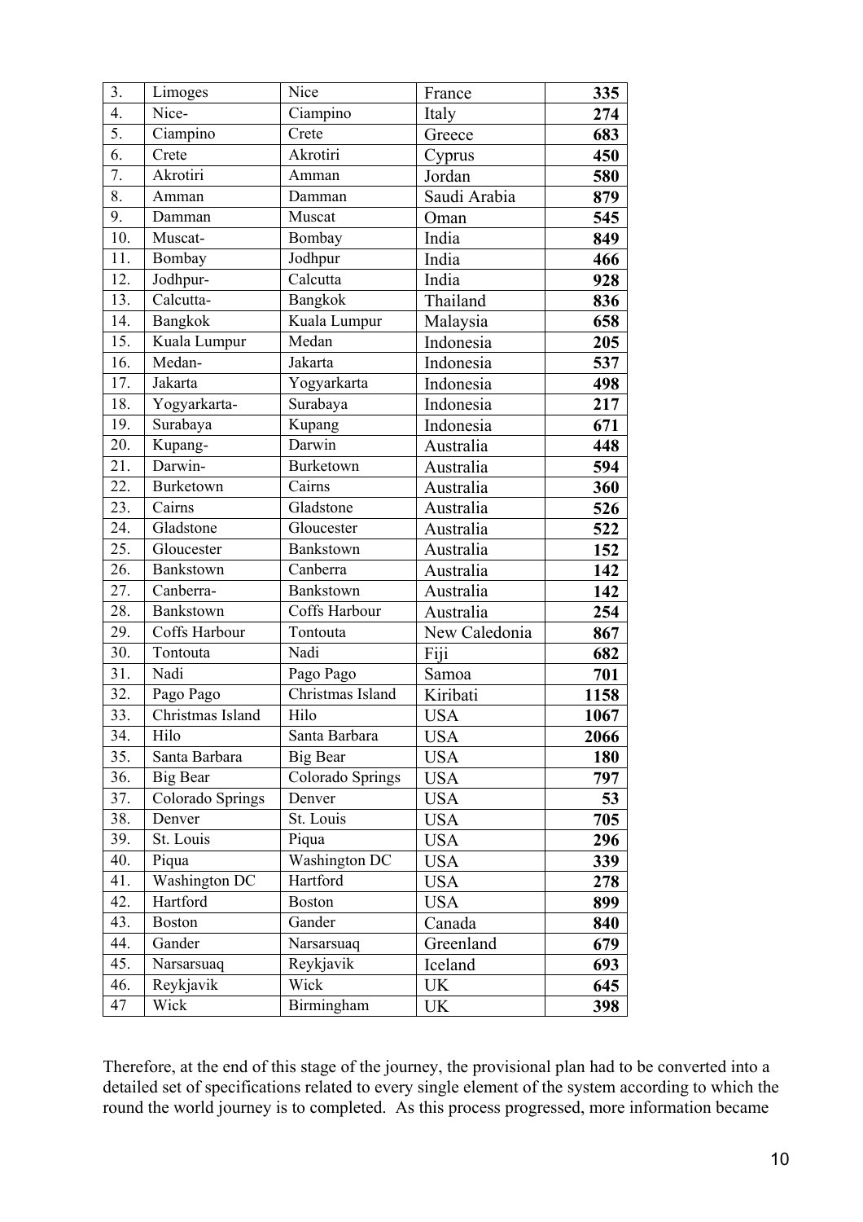| 3. | Limoges | Nice | France | **335** |
|---|---|---|---|---|
| 4. | Nice- | Ciampino | Italy | **274** |
| 5. | Ciampino | Crete | Greece | **683** |
| 6. | Crete | Akrotiri | Cyprus | **450** |
| 7. | Akrotiri | Amman | Jordan | **580** |
| 8. | Amman | Damman | Saudi Arabia | **879** |
| 9. | Damman | Muscat | Oman | **545** |
| 10. | Muscat- | Bombay | India | **849** |
| 11. | Bombay | Jodhpur | India | **466** |
| 12. | Jodhpur- | Calcutta | India | **928** |
| 13. | Calcutta- | Bangkok | Thailand | **836** |
| 14. | Bangkok | Kuala Lumpur | Malaysia | **658** |
| 15. | Kuala Lumpur | Medan | Indonesia | **205** |
| 16. | Medan- | Jakarta | Indonesia | **537** |
| 17. | Jakarta | Yogyarkarta | Indonesia | **498** |
| 18. | Yogyarkarta- | Surabaya | Indonesia | **217** |
| 19. | Surabaya | Kupang | Indonesia | **671** |
| 20. | Kupang- | Darwin | Australia | **448** |
| 21. | Darwin- | Burketown | Australia | **594** |
| 22. | Burketown | Cairns | Australia | **360** |
| 23. | Cairns | Gladstone | Australia | **526** |
| 24. | Gladstone | Gloucester | Australia | **522** |
| 25. | Gloucester | Bankstown | Australia | **152** |
| 26. | Bankstown | Canberra | Australia | **142** |
| 27. | Canberra- | Bankstown | Australia | **142** |
| 28. | Bankstown | Coffs Harbour | Australia | **254** |
| 29. | Coffs Harbour | Tontouta | New Caledonia | **867** |
| 30. | Tontouta | Nadi | Fiji | **682** |
| 31. | Nadi | Pago Pago | Samoa | **701** |
| 32. | Pago Pago | Christmas Island | Kiribati | **1158** |
| 33. | Christmas Island | Hilo | USA | **1067** |
| 34. | Hilo | Santa Barbara | USA | **2066** |
| 35. | Santa Barbara | Big Bear | USA | **180** |
| 36. | Big Bear | Colorado Springs | USA | **797** |
| 37. | Colorado Springs | Denver | USA | **53** |
| 38. | Denver | St. Louis | USA | **705** |
| 39. | St. Louis | Piqua | USA | **296** |
| 40. | Piqua | Washington DC | USA | **339** |
| 41. | Washington DC | Hartford | USA | **278** |
| 42. | Hartford | Boston | USA | **899** |
| 43. | Boston | Gander | Canada | **840** |
| 44. | Gander | Narsarsuaq | Greenland | **679** |
| 45. | Narsarsuaq | Reykjavik | Iceland | **693** |
| 46. | Reykjavik | Wick | UK | **645** |
| 47 | Wick | Birmingham | UK | **398** |

Therefore, at the end of this stage of the journey, the provisional plan had to be converted into a detailed set of specifications related to every single element of the system according to which the round the world journey is to completed. As this process progressed, more information became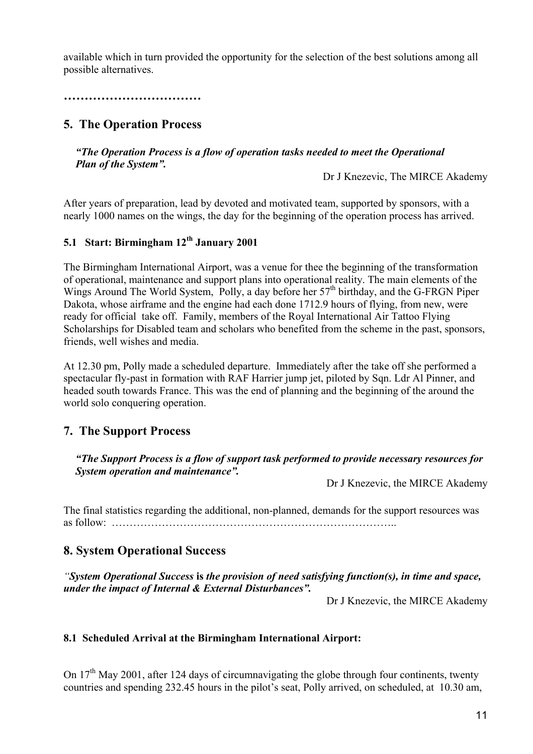available which in turn provided the opportunity for the selection of the best solutions among all possible alternatives.

……………………………

## 5. The Operation Process

***"The Operation Process is a flow of operation tasks needed to meet the Operational Plan of the System".***

Dr J Knezevic, The MIRCE Akademy

After years of preparation, lead by devoted and motivated team, supported by sponsors, with a nearly 1000 names on the wings, the day for the beginning of the operation process has arrived.

### 5.1 Start: Birmingham 12th January 2001

The Birmingham International Airport, was a venue for thee the beginning of the transformation of operational, maintenance and support plans into operational reality. The main elements of the Wings Around The World System, Polly, a day before her 57th birthday, and the G-FRGN Piper Dakota, whose airframe and the engine had each done 1712.9 hours of flying, from new, were ready for official take off. Family, members of the Royal International Air Tattoo Flying Scholarships for Disabled team and scholars who benefited from the scheme in the past, sponsors, friends, well wishes and media.

At 12.30 pm, Polly made a scheduled departure. Immediately after the take off she performed a spectacular fly-past in formation with RAF Harrier jump jet, piloted by Sqn. Ldr Al Pinner, and headed south towards France. This was the end of planning and the beginning of the around the world solo conquering operation.

## 7. The Support Process

***"The Support Process is a flow of support task performed to provide necessary resources for System operation and maintenance".***

Dr J Knezevic, the MIRCE Akademy

The final statistics regarding the additional, non-planned, demands for the support resources was as follow: ……………………………………………………………………..

## 8. System Operational Success

*"**System Operational Success** **is** **the provision of need satisfying function(s), in time and space, under the impact of Internal & External Disturbances".***

Dr J Knezevic, the MIRCE Akademy

### 8.1 Scheduled Arrival at the Birmingham International Airport:

On 17th May 2001, after 124 days of circumnavigating the globe through four continents, twenty countries and spending 232.45 hours in the pilot's seat, Polly arrived, on scheduled, at 10.30 am,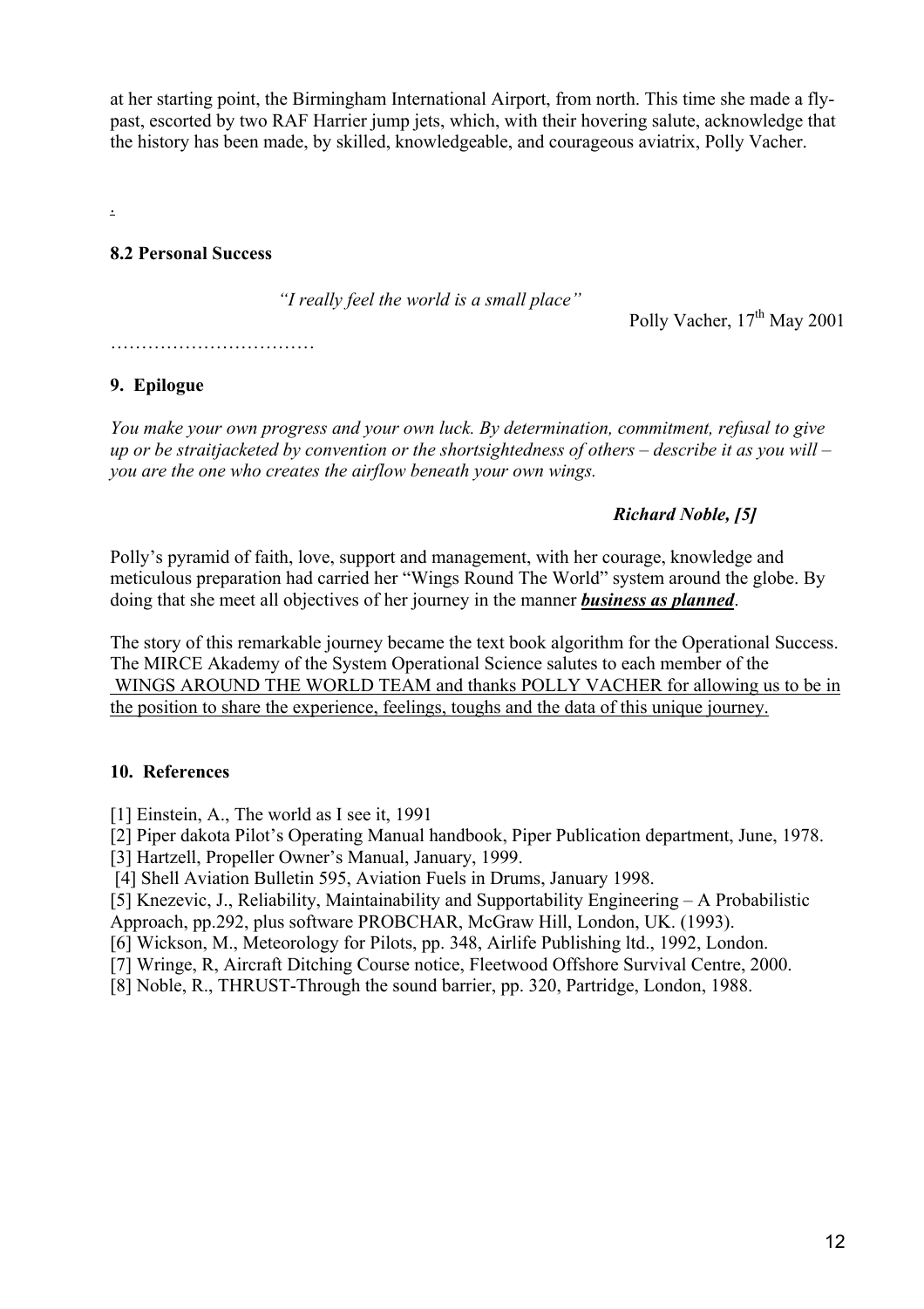at her starting point, the Birmingham International Airport, from north. This time she made a fly-past, escorted by two RAF Harrier jump jets, which, with their hovering salute, acknowledge that the history has been made, by skilled, knowledgeable, and courageous aviatrix, Polly Vacher.

.

### 8.2 Personal Success

*"I really feel the world is a small place"*

Polly Vacher, 17th May 2001

……………………………

## 9. Epilogue

*You make your own progress and your own luck. By determination, commitment, refusal to give up or be straitjacketed by convention or the shortsightedness of others – describe it as you will – you are the one who creates the airflow beneath your own wings.*

***Richard Noble, [5]***

Polly's pyramid of faith, love, support and management, with her courage, knowledge and meticulous preparation had carried her "Wings Round The World" system around the globe. By doing that she meet all objectives of her journey in the manner ***business as planned***.

The story of this remarkable journey became the text book algorithm for the Operational Success. The MIRCE Akademy of the System Operational Science salutes to each member of the WINGS AROUND THE WORLD TEAM and thanks POLLY VACHER for allowing us to be in the position to share the experience, feelings, toughs and the data of this unique journey.

## 10. References

[1] Einstein, A., The world as I see it, 1991

[2] Piper dakota Pilot's Operating Manual handbook, Piper Publication department, June, 1978.

[3] Hartzell, Propeller Owner's Manual, January, 1999.

[4] Shell Aviation Bulletin 595, Aviation Fuels in Drums, January 1998.

[5] Knezevic, J., Reliability, Maintainability and Supportability Engineering – A Probabilistic Approach, pp.292, plus software PROBCHAR, McGraw Hill, London, UK. (1993).

[6] Wickson, M., Meteorology for Pilots, pp. 348, Airlife Publishing ltd., 1992, London.

[7] Wringe, R, Aircraft Ditching Course notice, Fleetwood Offshore Survival Centre, 2000.

[8] Noble, R., THRUST-Through the sound barrier, pp. 320, Partridge, London, 1988.